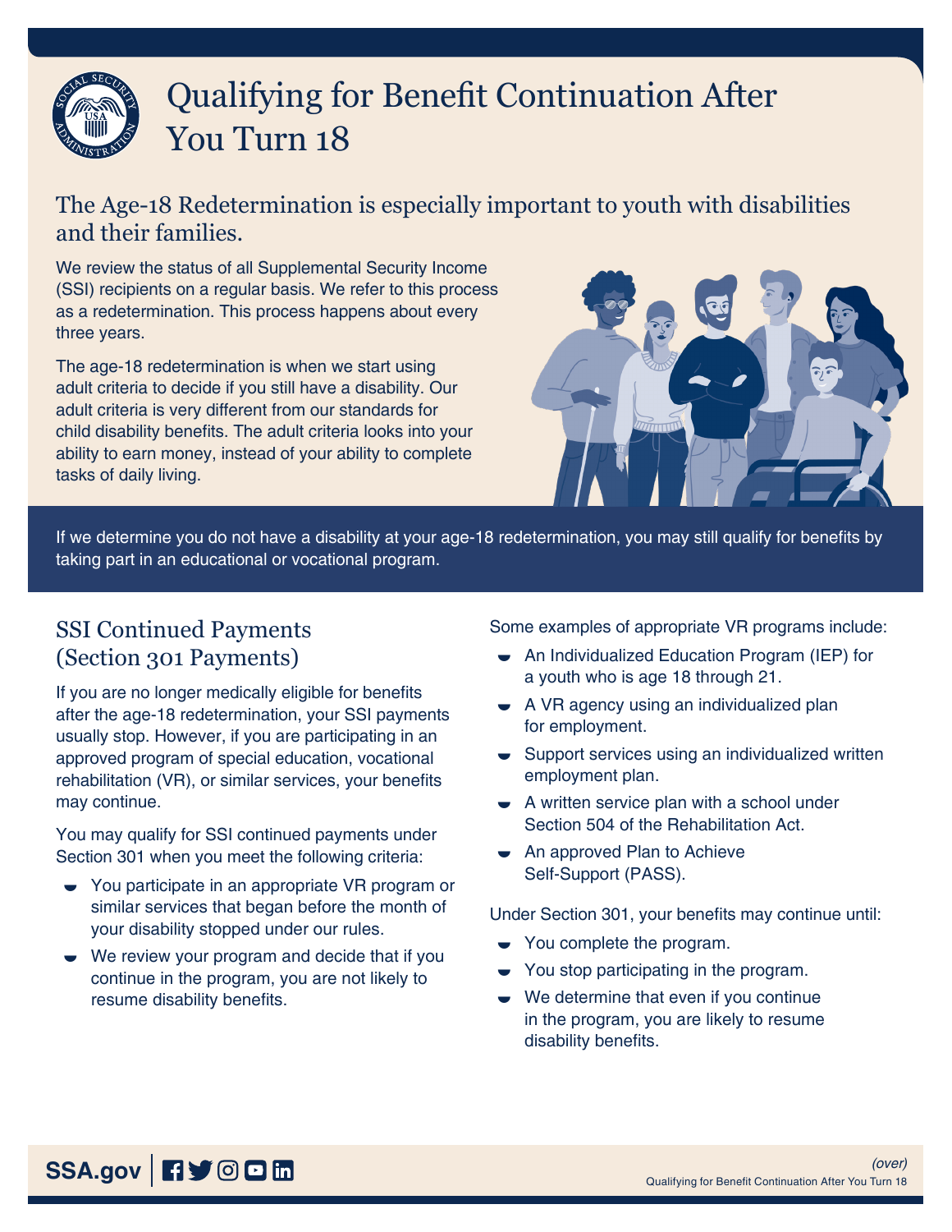# Qualifying for Benefit Continuation After You Turn 18

## The Age-18 Redetermination is especially important to youth with disabilities and their families.

We review the status of all Supplemental Security Income (SSI) recipients on a regular basis. We refer to this process as a redetermination. This process happens about every three years.

The age-18 redetermination is when we start using adult criteria to decide if you still have a disability. Our adult criteria is very different from our standards for child disability benefits. The adult criteria looks into your ability to earn money, instead of your ability to complete tasks of daily living.

If we determine you do not have a disability at your age-18 redetermination, you may still qualify for benefits by taking part in an educational or vocational program.

## SSI Continued Payments (Section 301 Payments)

If you are no longer medically eligible for benefits after the age-18 redetermination, your SSI payments usually stop. However, if you are participating in an approved program of special education, vocational rehabilitation (VR), or similar services, your benefits may continue.

You may qualify for SSI continued payments under Section 301 when you meet the following criteria:

- You participate in an appropriate VR program or similar services that began before the month of your disability stopped under our rules.
- We review your program and decide that if you continue in the program, you are not likely to resume disability benefits.

Some examples of appropriate VR programs include:

- An Individualized Education Program (IEP) for a youth who is age 18 through 21.
- A VR agency using an individualized plan for employment.
- Support services using an individualized written employment plan.
- A written service plan with a school under Section 504 of the Rehabilitation Act.
- An approved Plan to Achieve Self-Support (PASS).

Under Section 301, your benefits may continue until:

- You complete the program.
- You stop participating in the program.
- We determine that even if you continue in the program, you are likely to resume disability benefits.

SSA.gov

*(over)*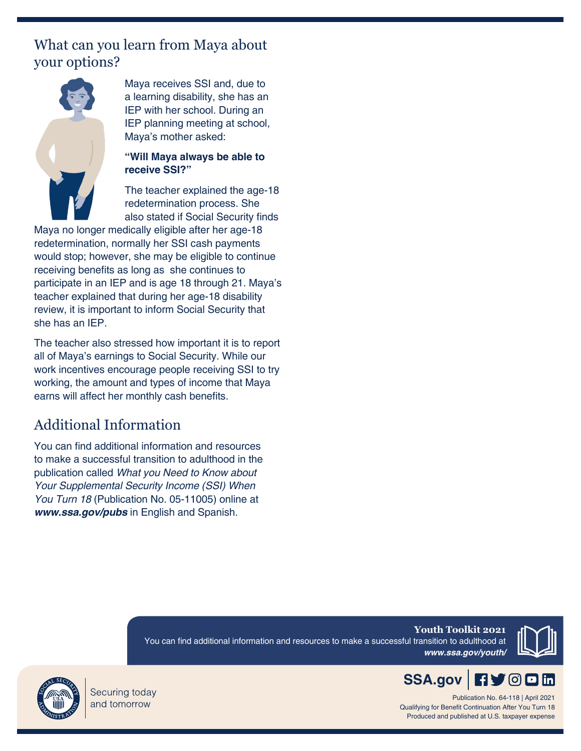## What can you learn from Maya about your options?

Maya receives SSI and, due to a learning disability, she has an IEP with her school. During an IEP planning meeting at school, Maya's mother asked:

**"Will Maya always be able to receive SSI?"**

The teacher explained the age-18 redetermination process. She also stated if Social Security finds Maya no longer medically eligible after her age-18 redetermination, normally her SSI cash payments would stop; however, she may be eligible to continue receiving benefits as long as she continues to participate in an IEP and is age 18 through 21. Maya's teacher explained that during her age-18 disability review, it is important to inform Social Security that she has an IEP.

The teacher also stressed how important it is to report all of Maya's earnings to Social Security. While our work incentives encourage people receiving SSI to try working, the amount and types of income that Maya earns will affect her monthly cash benefits.

## Additional Information

You can find additional information and resources to make a successful transition to adulthood in the publication called *What you Need to Know about Your Supplemental Security Income (SSI) When You Turn 18* (Publication No. 05-11005) online at ***www.ssa.gov/pubs*** in English and Spanish.

**Youth Toolkit 2021**

You can find additional information and resources to make a successful transition to adulthood at ***www.ssa.gov/youth/***

Securing today and tomorrow

SSA.gov

Publication No. 64-118 | April 2021
Qualifying for Benefit Continuation After You Turn 18
Produced and published at U.S. taxpayer expense